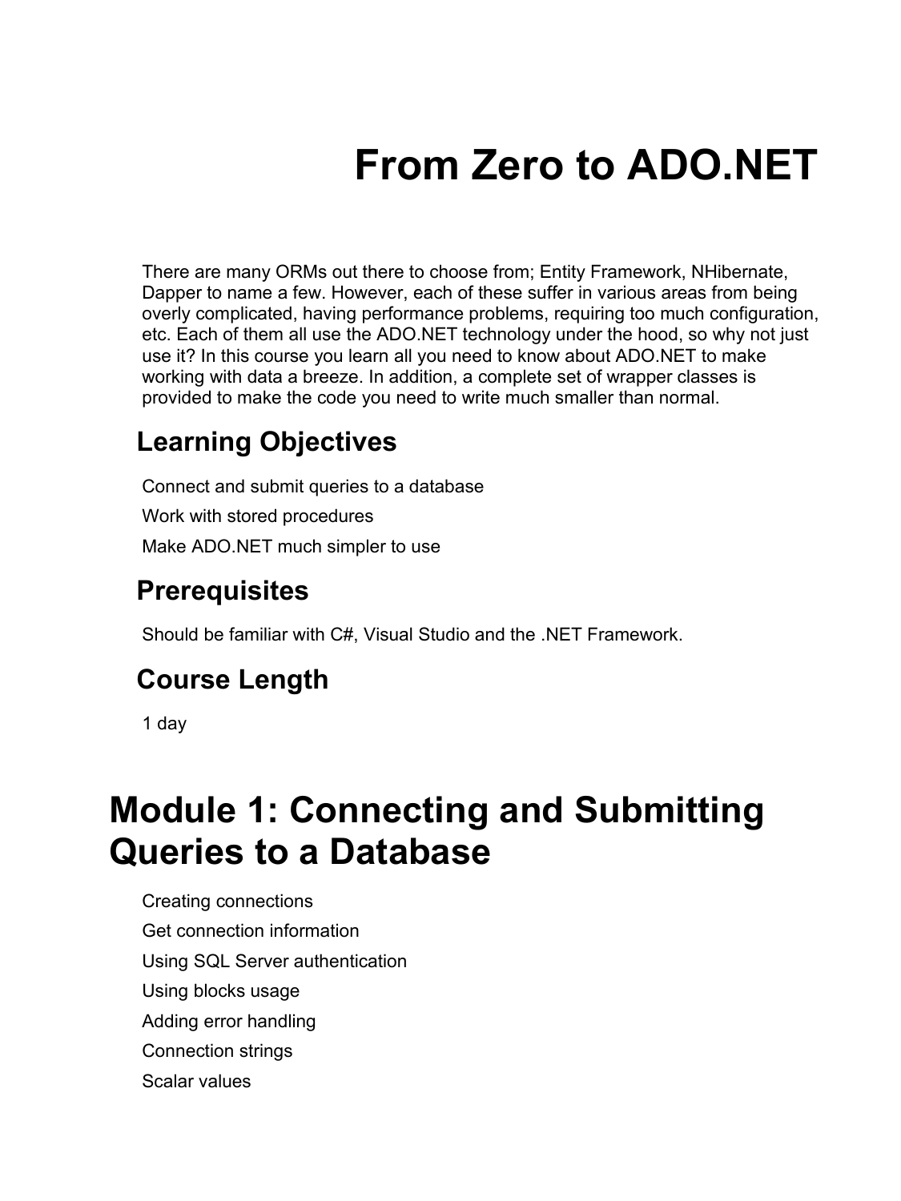# From Zero to ADO.NET

There are many ORMs out there to choose from; Entity Framework, NHibernate, Dapper to name a few. However, each of these suffer in various areas from being overly complicated, having performance problems, requiring too much configuration, etc. Each of them all use the ADO.NET technology under the hood, so why not just use it? In this course you learn all you need to know about ADO.NET to make working with data a breeze. In addition, a complete set of wrapper classes is provided to make the code you need to write much smaller than normal.

## Learning Objectives

Connect and submit queries to a database

Work with stored procedures

Make ADO.NET much simpler to use

## Prerequisites

Should be familiar with C#, Visual Studio and the .NET Framework.

## Course Length

1 day

# Module 1: Connecting and Submitting Queries to a Database

Creating connections

Get connection information

Using SQL Server authentication

Using blocks usage

Adding error handling

Connection strings

Scalar values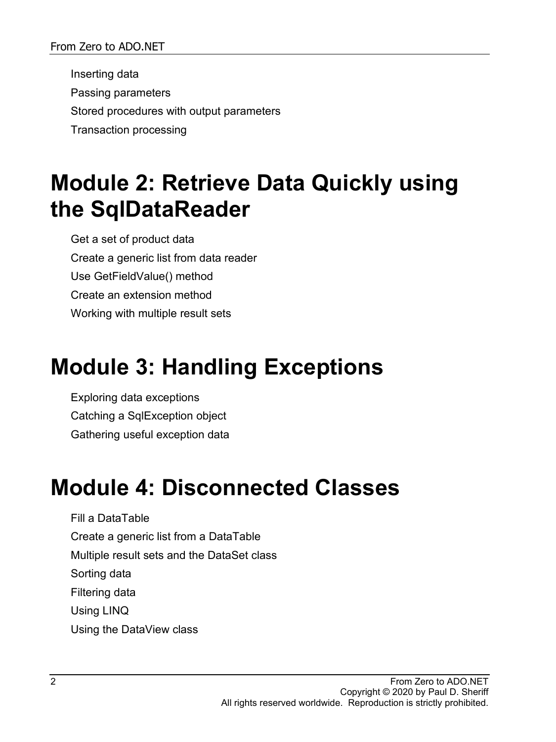Inserting data

Passing parameters

Stored procedures with output parameters

Transaction processing

# Module 2: Retrieve Data Quickly using the SqlDataReader

Get a set of product data

Create a generic list from data reader

Use GetFieldValue() method

Create an extension method

Working with multiple result sets

# Module 3: Handling Exceptions

Exploring data exceptions

Catching a SqlException object

Gathering useful exception data

# Module 4: Disconnected Classes

Fill a DataTable

Create a generic list from a DataTable

Multiple result sets and the DataSet class

Sorting data

Filtering data

Using LINQ

Using the DataView class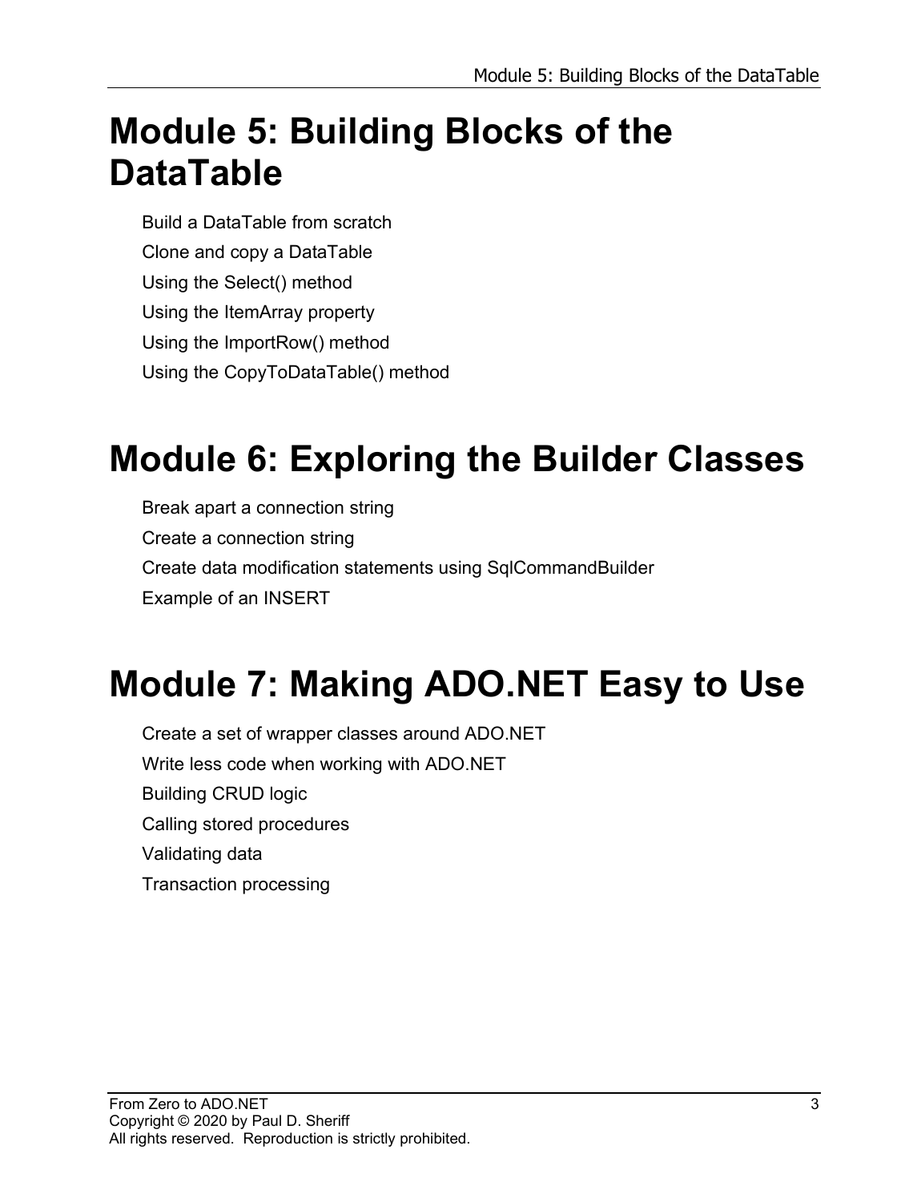# Module 5: Building Blocks of the DataTable

Build a DataTable from scratch

Clone and copy a DataTable

Using the Select() method

Using the ItemArray property

Using the ImportRow() method

Using the CopyToDataTable() method

# Module 6: Exploring the Builder Classes

Break apart a connection string

Create a connection string

Create data modification statements using SqlCommandBuilder

Example of an INSERT

# Module 7: Making ADO.NET Easy to Use

Create a set of wrapper classes around ADO.NET

Write less code when working with ADO.NET

Building CRUD logic

Calling stored procedures

Validating data

Transaction processing